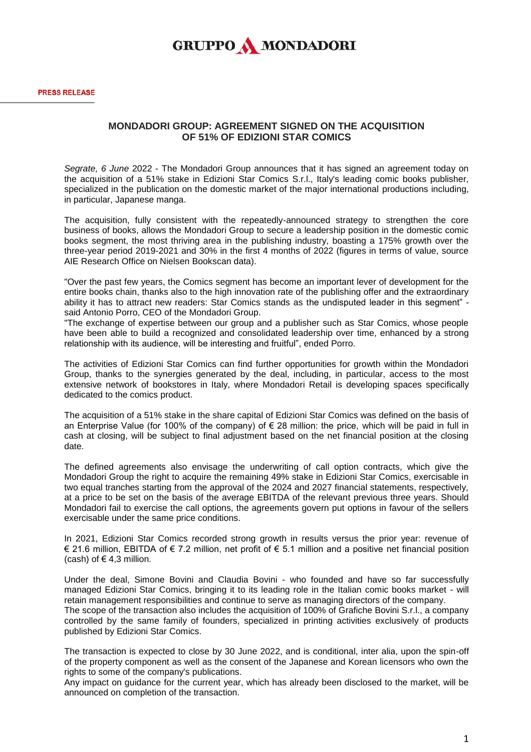**GRUPPO MONDADORI**

**PRESS RELEASE**

## MONDADORI GROUP: AGREEMENT SIGNED ON THE ACQUISITION OF 51% OF EDIZIONI STAR COMICS

*Segrate, 6 June* 2022 - The Mondadori Group announces that it has signed an agreement today on the acquisition of a 51% stake in Edizioni Star Comics S.r.l., Italy's leading comic books publisher, specialized in the publication on the domestic market of the major international productions including, in particular, Japanese manga.

The acquisition, fully consistent with the repeatedly-announced strategy to strengthen the core business of books, allows the Mondadori Group to secure a leadership position in the domestic comic books segment, the most thriving area in the publishing industry, boasting a 175% growth over the three-year period 2019-2021 and 30% in the first 4 months of 2022 (figures in terms of value, source AIE Research Office on Nielsen Bookscan data).

"Over the past few years, the Comics segment has become an important lever of development for the entire books chain, thanks also to the high innovation rate of the publishing offer and the extraordinary ability it has to attract new readers: Star Comics stands as the undisputed leader in this segment" - said Antonio Porro, CEO of the Mondadori Group.
"The exchange of expertise between our group and a publisher such as Star Comics, whose people have been able to build a recognized and consolidated leadership over time, enhanced by a strong relationship with its audience, will be interesting and fruitful", ended Porro.

The activities of Edizioni Star Comics can find further opportunities for growth within the Mondadori Group, thanks to the synergies generated by the deal, including, in particular, access to the most extensive network of bookstores in Italy, where Mondadori Retail is developing spaces specifically dedicated to the comics product.

The acquisition of a 51% stake in the share capital of Edizioni Star Comics was defined on the basis of an Enterprise Value (for 100% of the company) of € 28 million: the price, which will be paid in full in cash at closing, will be subject to final adjustment based on the net financial position at the closing date.

The defined agreements also envisage the underwriting of call option contracts, which give the Mondadori Group the right to acquire the remaining 49% stake in Edizioni Star Comics, exercisable in two equal tranches starting from the approval of the 2024 and 2027 financial statements, respectively, at a price to be set on the basis of the average EBITDA of the relevant previous three years. Should Mondadori fail to exercise the call options, the agreements govern put options in favour of the sellers exercisable under the same price conditions.

In 2021, Edizioni Star Comics recorded strong growth in results versus the prior year: revenue of € 21.6 million, EBITDA of € 7.2 million, net profit of € 5.1 million and a positive net financial position (cash) of € 4,3 million.

Under the deal, Simone Bovini and Claudia Bovini - who founded and have so far successfully managed Edizioni Star Comics, bringing it to its leading role in the Italian comic books market - will retain management responsibilities and continue to serve as managing directors of the company.
The scope of the transaction also includes the acquisition of 100% of Grafiche Bovini S.r.l., a company controlled by the same family of founders, specialized in printing activities exclusively of products published by Edizioni Star Comics.

The transaction is expected to close by 30 June 2022, and is conditional, inter alia, upon the spin-off of the property component as well as the consent of the Japanese and Korean licensors who own the rights to some of the company's publications.
Any impact on guidance for the current year, which has already been disclosed to the market, will be announced on completion of the transaction.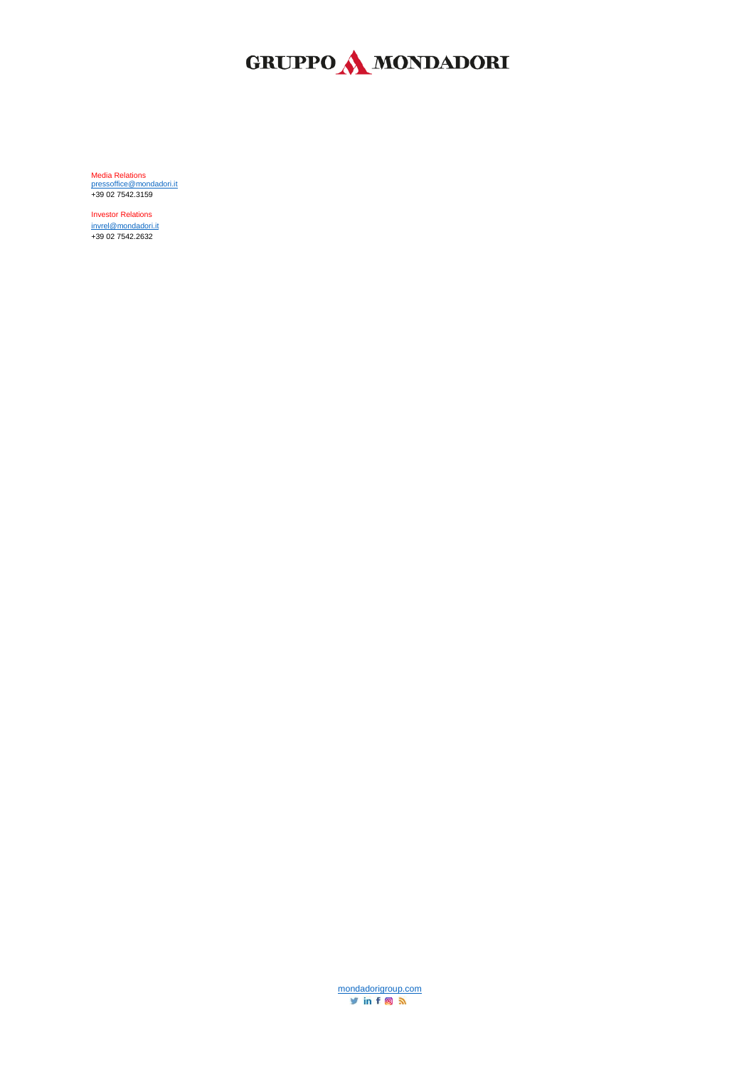Media Relations
pressoffice@mondadori.it
+39 02 7542.3159

Investor Relations
invrel@mondadori.it
+39 02 7542.2632

mondadorigroup.com